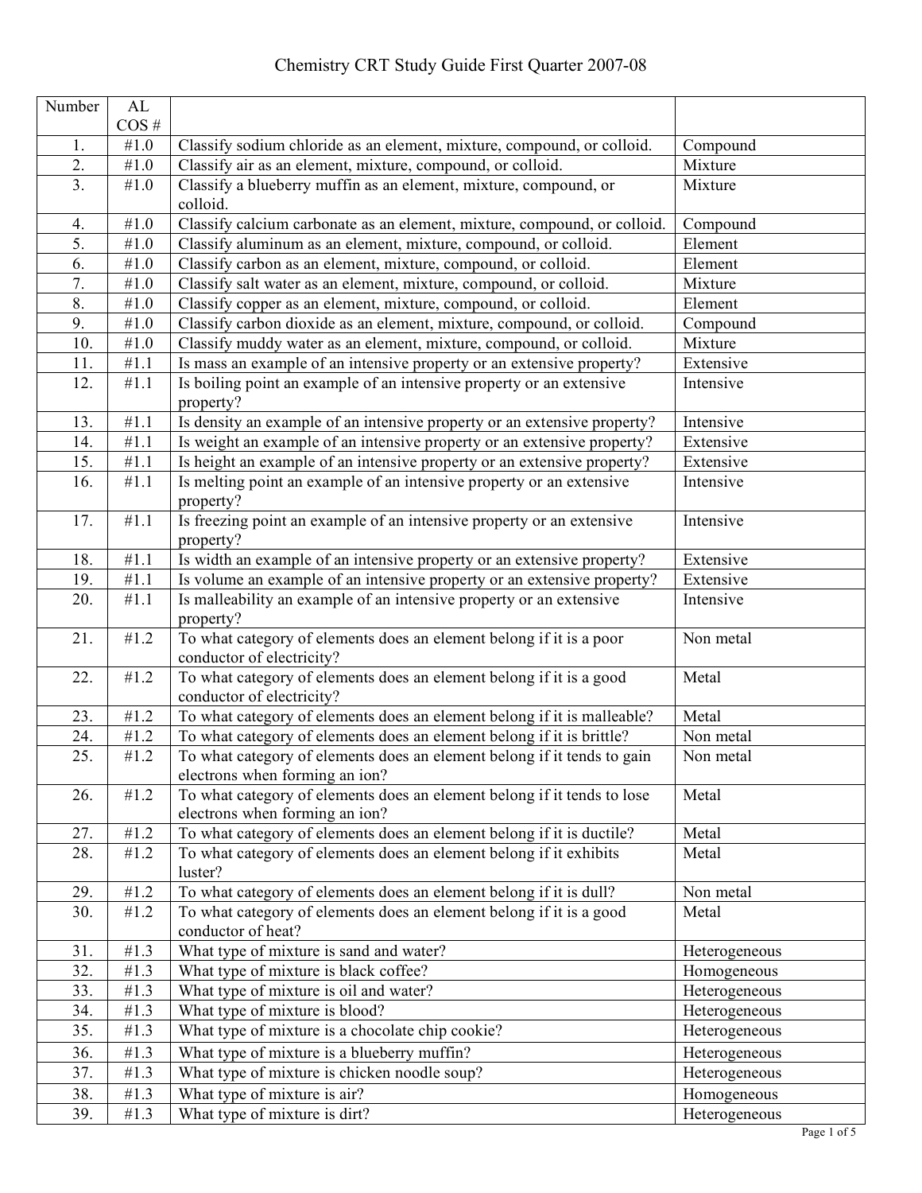# Chemistry CRT Study Guide First Quarter 2007-08

| Number | AL COS # | | |
|---|---|---|---|
| 1. | #1.0 | Classify sodium chloride as an element, mixture, compound, or colloid. | Compound |
| 2. | #1.0 | Classify air as an element, mixture, compound, or colloid. | Mixture |
| 3. | #1.0 | Classify a blueberry muffin as an element, mixture, compound, or colloid. | Mixture |
| 4. | #1.0 | Classify calcium carbonate as an element, mixture, compound, or colloid. | Compound |
| 5. | #1.0 | Classify aluminum as an element, mixture, compound, or colloid. | Element |
| 6. | #1.0 | Classify carbon as an element, mixture, compound, or colloid. | Element |
| 7. | #1.0 | Classify salt water as an element, mixture, compound, or colloid. | Mixture |
| 8. | #1.0 | Classify copper as an element, mixture, compound, or colloid. | Element |
| 9. | #1.0 | Classify carbon dioxide as an element, mixture, compound, or colloid. | Compound |
| 10. | #1.0 | Classify muddy water as an element, mixture, compound, or colloid. | Mixture |
| 11. | #1.1 | Is mass an example of an intensive property or an extensive property? | Extensive |
| 12. | #1.1 | Is boiling point an example of an intensive property or an extensive property? | Intensive |
| 13. | #1.1 | Is density an example of an intensive property or an extensive property? | Intensive |
| 14. | #1.1 | Is weight an example of an intensive property or an extensive property? | Extensive |
| 15. | #1.1 | Is height an example of an intensive property or an extensive property? | Extensive |
| 16. | #1.1 | Is melting point an example of an intensive property or an extensive property? | Intensive |
| 17. | #1.1 | Is freezing point an example of an intensive property or an extensive property? | Intensive |
| 18. | #1.1 | Is width an example of an intensive property or an extensive property? | Extensive |
| 19. | #1.1 | Is volume an example of an intensive property or an extensive property? | Extensive |
| 20. | #1.1 | Is malleability an example of an intensive property or an extensive property? | Intensive |
| 21. | #1.2 | To what category of elements does an element belong if it is a poor conductor of electricity? | Non metal |
| 22. | #1.2 | To what category of elements does an element belong if it is a good conductor of electricity? | Metal |
| 23. | #1.2 | To what category of elements does an element belong if it is malleable? | Metal |
| 24. | #1.2 | To what category of elements does an element belong if it is brittle? | Non metal |
| 25. | #1.2 | To what category of elements does an element belong if it tends to gain electrons when forming an ion? | Non metal |
| 26. | #1.2 | To what category of elements does an element belong if it tends to lose electrons when forming an ion? | Metal |
| 27. | #1.2 | To what category of elements does an element belong if it is ductile? | Metal |
| 28. | #1.2 | To what category of elements does an element belong if it exhibits luster? | Metal |
| 29. | #1.2 | To what category of elements does an element belong if it is dull? | Non metal |
| 30. | #1.2 | To what category of elements does an element belong if it is a good conductor of heat? | Metal |
| 31. | #1.3 | What type of mixture is sand and water? | Heterogeneous |
| 32. | #1.3 | What type of mixture is black coffee? | Homogeneous |
| 33. | #1.3 | What type of mixture is oil and water? | Heterogeneous |
| 34. | #1.3 | What type of mixture is blood? | Heterogeneous |
| 35. | #1.3 | What type of mixture is a chocolate chip cookie? | Heterogeneous |
| 36. | #1.3 | What type of mixture is a blueberry muffin? | Heterogeneous |
| 37. | #1.3 | What type of mixture is chicken noodle soup? | Heterogeneous |
| 38. | #1.3 | What type of mixture is air? | Homogeneous |
| 39. | #1.3 | What type of mixture is dirt? | Heterogeneous |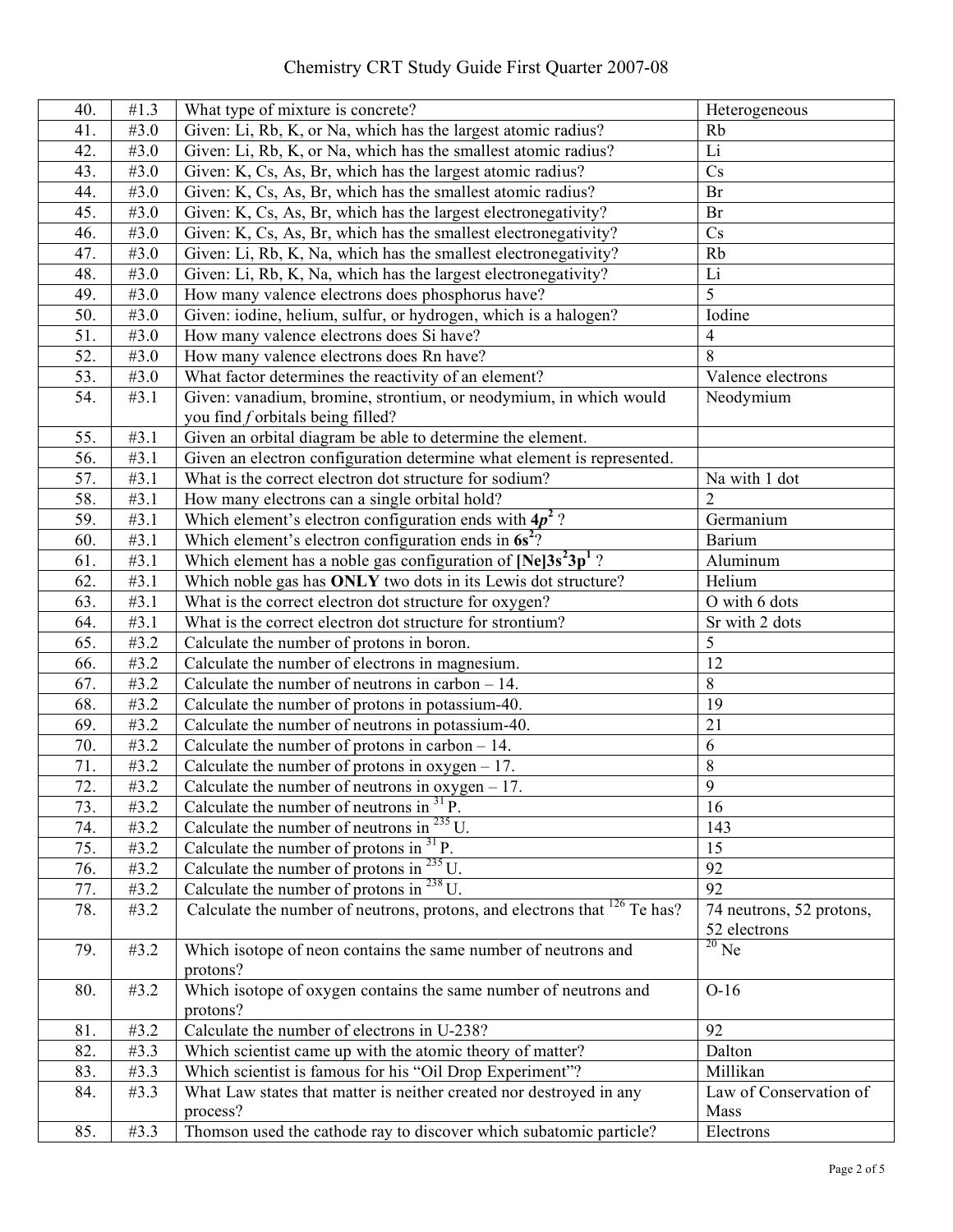# Chemistry CRT Study Guide First Quarter 2007-08

| | | | |
|---|---|---|---|
| 40. | #1.3 | What type of mixture is concrete? | Heterogeneous |
| 41. | #3.0 | Given: Li, Rb, K, or Na, which has the largest atomic radius? | Rb |
| 42. | #3.0 | Given: Li, Rb, K, or Na, which has the smallest atomic radius? | Li |
| 43. | #3.0 | Given: K, Cs, As, Br, which has the largest atomic radius? | Cs |
| 44. | #3.0 | Given: K, Cs, As, Br, which has the smallest atomic radius? | Br |
| 45. | #3.0 | Given: K, Cs, As, Br, which has the largest electronegativity? | Br |
| 46. | #3.0 | Given: K, Cs, As, Br, which has the smallest electronegativity? | Cs |
| 47. | #3.0 | Given: Li, Rb, K, Na, which has the smallest electronegativity? | Rb |
| 48. | #3.0 | Given: Li, Rb, K, Na, which has the largest electronegativity? | Li |
| 49. | #3.0 | How many valence electrons does phosphorus have? | 5 |
| 50. | #3.0 | Given: iodine, helium, sulfur, or hydrogen, which is a halogen? | Iodine |
| 51. | #3.0 | How many valence electrons does Si have? | 4 |
| 52. | #3.0 | How many valence electrons does Rn have? | 8 |
| 53. | #3.0 | What factor determines the reactivity of an element? | Valence electrons |
| 54. | #3.1 | Given: vanadium, bromine, strontium, or neodymium, in which would you find *f* orbitals being filled? | Neodymium |
| 55. | #3.1 | Given an orbital diagram be able to determine the element. | |
| 56. | #3.1 | Given an electron configuration determine what element is represented. | |
| 57. | #3.1 | What is the correct electron dot structure for sodium? | Na with 1 dot |
| 58. | #3.1 | How many electrons can a single orbital hold? | 2 |
| 59. | #3.1 | Which element's electron configuration ends with $\mathbf{4p^2}$ ? | Germanium |
| 60. | #3.1 | Which element's electron configuration ends in $\mathbf{6s^2}$? | Barium |
| 61. | #3.1 | Which element has a noble gas configuration of $\mathbf{[Ne]3s^23p^1}$ ? | Aluminum |
| 62. | #3.1 | Which noble gas has **ONLY** two dots in its Lewis dot structure? | Helium |
| 63. | #3.1 | What is the correct electron dot structure for oxygen? | O with 6 dots |
| 64. | #3.1 | What is the correct electron dot structure for strontium? | Sr with 2 dots |
| 65. | #3.2 | Calculate the number of protons in boron. | 5 |
| 66. | #3.2 | Calculate the number of electrons in magnesium. | 12 |
| 67. | #3.2 | Calculate the number of neutrons in carbon – 14. | 8 |
| 68. | #3.2 | Calculate the number of protons in potassium-40. | 19 |
| 69. | #3.2 | Calculate the number of neutrons in potassium-40. | 21 |
| 70. | #3.2 | Calculate the number of protons in carbon – 14. | 6 |
| 71. | #3.2 | Calculate the number of protons in oxygen – 17. | 8 |
| 72. | #3.2 | Calculate the number of neutrons in oxygen – 17. | 9 |
| 73. | #3.2 | Calculate the number of neutrons in $^{31}$P. | 16 |
| 74. | #3.2 | Calculate the number of neutrons in $^{235}$U. | 143 |
| 75. | #3.2 | Calculate the number of protons in $^{31}$P. | 15 |
| 76. | #3.2 | Calculate the number of protons in $^{235}$U. | 92 |
| 77. | #3.2 | Calculate the number of protons in $^{238}$U. | 92 |
| 78. | #3.2 | Calculate the number of neutrons, protons, and electrons that $^{126}$Te has? | 74 neutrons, 52 protons, 52 electrons |
| 79. | #3.2 | Which isotope of neon contains the same number of neutrons and protons? | $^{20}$Ne |
| 80. | #3.2 | Which isotope of oxygen contains the same number of neutrons and protons? | O-16 |
| 81. | #3.2 | Calculate the number of electrons in U-238? | 92 |
| 82. | #3.3 | Which scientist came up with the atomic theory of matter? | Dalton |
| 83. | #3.3 | Which scientist is famous for his "Oil Drop Experiment"? | Millikan |
| 84. | #3.3 | What Law states that matter is neither created nor destroyed in any process? | Law of Conservation of Mass |
| 85. | #3.3 | Thomson used the cathode ray to discover which subatomic particle? | Electrons |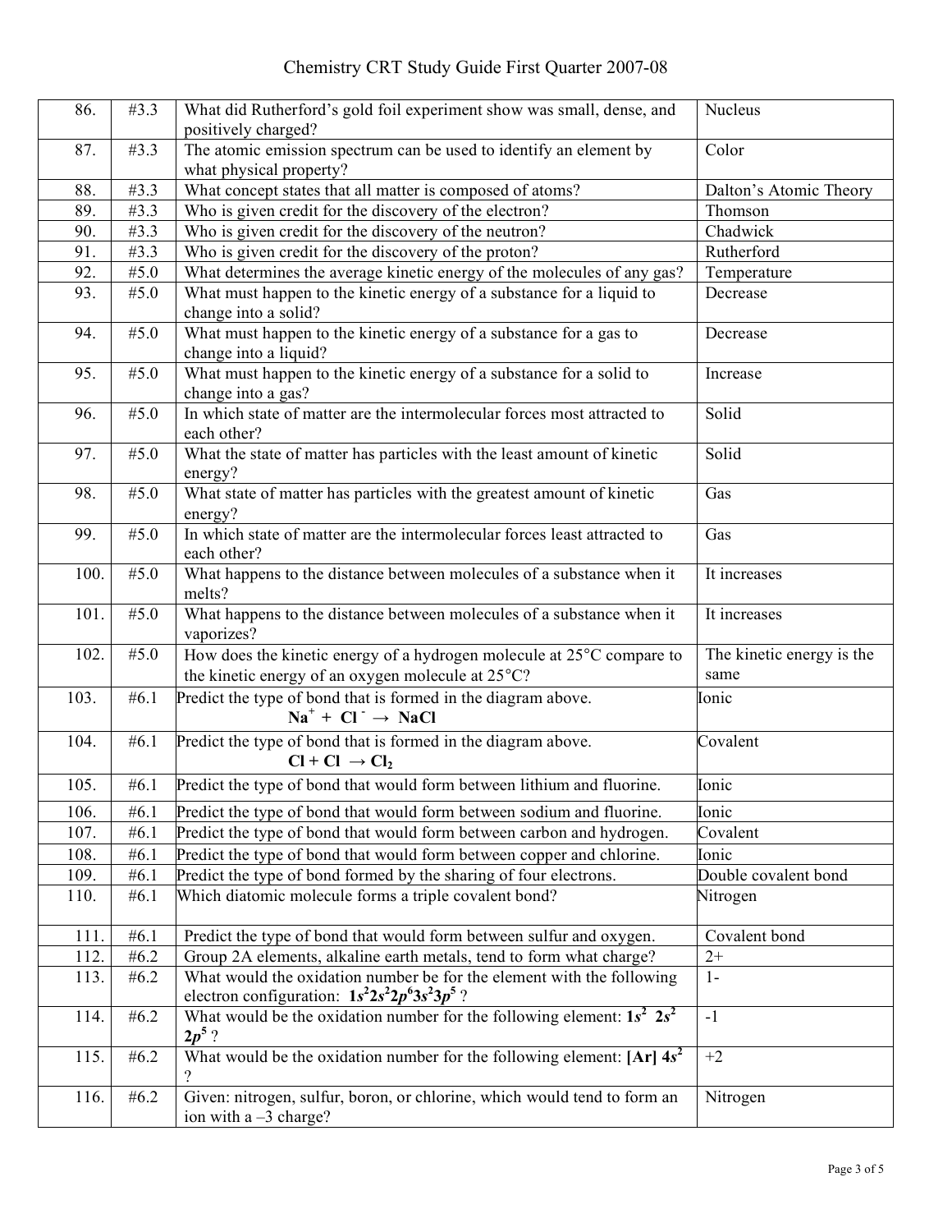| 86. | #3.3 | What did Rutherford's gold foil experiment show was small, dense, and positively charged? | Nucleus |
|---|---|---|---|
| 87. | #3.3 | The atomic emission spectrum can be used to identify an element by what physical property? | Color |
| 88. | #3.3 | What concept states that all matter is composed of atoms? | Dalton's Atomic Theory |
| 89. | #3.3 | Who is given credit for the discovery of the electron? | Thomson |
| 90. | #3.3 | Who is given credit for the discovery of the neutron? | Chadwick |
| 91. | #3.3 | Who is given credit for the discovery of the proton? | Rutherford |
| 92. | #5.0 | What determines the average kinetic energy of the molecules of any gas? | Temperature |
| 93. | #5.0 | What must happen to the kinetic energy of a substance for a liquid to change into a solid? | Decrease |
| 94. | #5.0 | What must happen to the kinetic energy of a substance for a gas to change into a liquid? | Decrease |
| 95. | #5.0 | What must happen to the kinetic energy of a substance for a solid to change into a gas? | Increase |
| 96. | #5.0 | In which state of matter are the intermolecular forces most attracted to each other? | Solid |
| 97. | #5.0 | What the state of matter has particles with the least amount of kinetic energy? | Solid |
| 98. | #5.0 | What state of matter has particles with the greatest amount of kinetic energy? | Gas |
| 99. | #5.0 | In which state of matter are the intermolecular forces least attracted to each other? | Gas |
| 100. | #5.0 | What happens to the distance between molecules of a substance when it melts? | It increases |
| 101. | #5.0 | What happens to the distance between molecules of a substance when it vaporizes? | It increases |
| 102. | #5.0 | How does the kinetic energy of a hydrogen molecule at 25°C compare to the kinetic energy of an oxygen molecule at 25°C? | The kinetic energy is the same |
| 103. | #6.1 | Predict the type of bond that is formed in the diagram above. $\mathbf{Na^+ + Cl^- \rightarrow NaCl}$ | Ionic |
| 104. | #6.1 | Predict the type of bond that is formed in the diagram above. $\mathbf{Cl + Cl \rightarrow Cl_2}$ | Covalent |
| 105. | #6.1 | Predict the type of bond that would form between lithium and fluorine. | Ionic |
| 106. | #6.1 | Predict the type of bond that would form between sodium and fluorine. | Ionic |
| 107. | #6.1 | Predict the type of bond that would form between carbon and hydrogen. | Covalent |
| 108. | #6.1 | Predict the type of bond that would form between copper and chlorine. | Ionic |
| 109. | #6.1 | Predict the type of bond formed by the sharing of four electrons. | Double covalent bond |
| 110. | #6.1 | Which diatomic molecule forms a triple covalent bond? | Nitrogen |
| 111. | #6.1 | Predict the type of bond that would form between sulfur and oxygen. | Covalent bond |
| 112. | #6.2 | Group 2A elements, alkaline earth metals, tend to form what charge? | 2+ |
| 113. | #6.2 | What would the oxidation number be for the element with the following electron configuration: $\mathbf{1s^2 2s^2 2p^6 3s^2 3p^5}$ ? | 1- |
| 114. | #6.2 | What would be the oxidation number for the following element: $\mathbf{1s^2\ 2s^2\ 2p^5}$ ? | -1 |
| 115. | #6.2 | What would be the oxidation number for the following element: $\mathbf{[Ar]\ 4s^2}$ ? | +2 |
| 116. | #6.2 | Given: nitrogen, sulfur, boron, or chlorine, which would tend to form an ion with a –3 charge? | Nitrogen |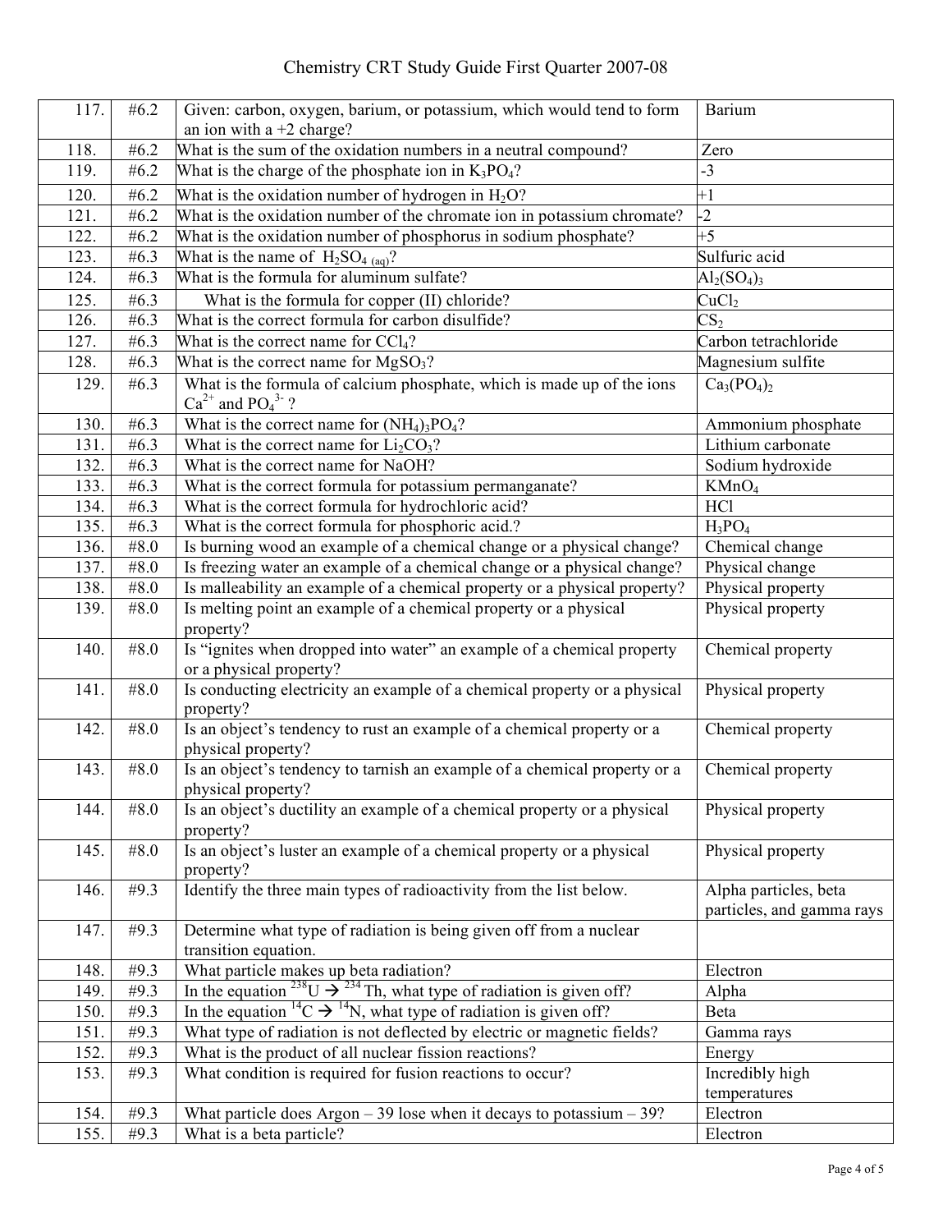| 117. | #6.2 | Given: carbon, oxygen, barium, or potassium, which would tend to form an ion with a +2 charge? | Barium |
|---|---|---|---|
| 118. | #6.2 | What is the sum of the oxidation numbers in a neutral compound? | Zero |
| 119. | #6.2 | What is the charge of the phosphate ion in $K_3PO_4$? | -3 |
| 120. | #6.2 | What is the oxidation number of hydrogen in $H_2O$? | +1 |
| 121. | #6.2 | What is the oxidation number of the chromate ion in potassium chromate? | -2 |
| 122. | #6.2 | What is the oxidation number of phosphorus in sodium phosphate? | +5 |
| 123. | #6.3 | What is the name of $H_2SO_{4\ (aq)}$? | Sulfuric acid |
| 124. | #6.3 | What is the formula for aluminum sulfate? | $Al_2(SO_4)_3$ |
| 125. | #6.3 | What is the formula for copper (II) chloride? | $CuCl_2$ |
| 126. | #6.3 | What is the correct formula for carbon disulfide? | $CS_2$ |
| 127. | #6.3 | What is the correct name for $CCl_4$? | Carbon tetrachloride |
| 128. | #6.3 | What is the correct name for $MgSO_3$? | Magnesium sulfite |
| 129. | #6.3 | What is the formula of calcium phosphate, which is made up of the ions $Ca^{2+}$ and $PO_4^{3-}$ ? | $Ca_3(PO_4)_2$ |
| 130. | #6.3 | What is the correct name for $(NH_4)_3PO_4$? | Ammonium phosphate |
| 131. | #6.3 | What is the correct name for $Li_2CO_3$? | Lithium carbonate |
| 132. | #6.3 | What is the correct name for NaOH? | Sodium hydroxide |
| 133. | #6.3 | What is the correct formula for potassium permanganate? | $KMnO_4$ |
| 134. | #6.3 | What is the correct formula for hydrochloric acid? | HCl |
| 135. | #6.3 | What is the correct formula for phosphoric acid.? | $H_3PO_4$ |
| 136. | #8.0 | Is burning wood an example of a chemical change or a physical change? | Chemical change |
| 137. | #8.0 | Is freezing water an example of a chemical change or a physical change? | Physical change |
| 138. | #8.0 | Is malleability an example of a chemical property or a physical property? | Physical property |
| 139. | #8.0 | Is melting point an example of a chemical property or a physical property? | Physical property |
| 140. | #8.0 | Is "ignites when dropped into water" an example of a chemical property or a physical property? | Chemical property |
| 141. | #8.0 | Is conducting electricity an example of a chemical property or a physical property? | Physical property |
| 142. | #8.0 | Is an object's tendency to rust an example of a chemical property or a physical property? | Chemical property |
| 143. | #8.0 | Is an object's tendency to tarnish an example of a chemical property or a physical property? | Chemical property |
| 144. | #8.0 | Is an object's ductility an example of a chemical property or a physical property? | Physical property |
| 145. | #8.0 | Is an object's luster an example of a chemical property or a physical property? | Physical property |
| 146. | #9.3 | Identify the three main types of radioactivity from the list below. | Alpha particles, beta particles, and gamma rays |
| 147. | #9.3 | Determine what type of radiation is being given off from a nuclear transition equation. | |
| 148. | #9.3 | What particle makes up beta radiation? | Electron |
| 149. | #9.3 | In the equation $^{238}U \rightarrow {}^{234}Th$, what type of radiation is given off? | Alpha |
| 150. | #9.3 | In the equation $^{14}C \rightarrow {}^{14}N$, what type of radiation is given off? | Beta |
| 151. | #9.3 | What type of radiation is not deflected by electric or magnetic fields? | Gamma rays |
| 152. | #9.3 | What is the product of all nuclear fission reactions? | Energy |
| 153. | #9.3 | What condition is required for fusion reactions to occur? | Incredibly high temperatures |
| 154. | #9.3 | What particle does Argon – 39 lose when it decays to potassium – 39? | Electron |
| 155. | #9.3 | What is a beta particle? | Electron |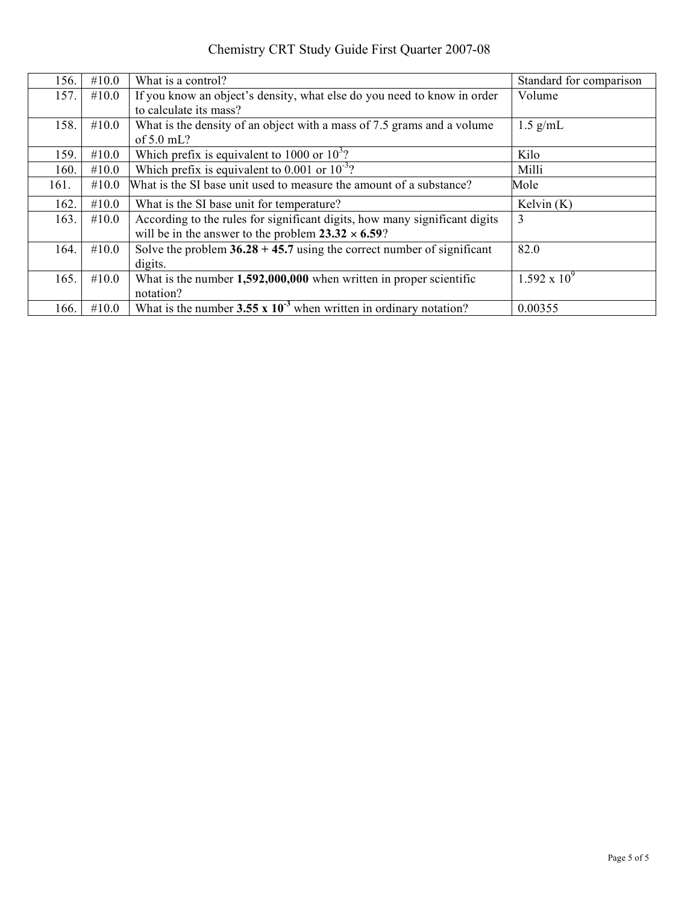| | | | |
|---|---|---|---|
| 156. | #10.0 | What is a control? | Standard for comparison |
| 157. | #10.0 | If you know an object's density, what else do you need to know in order to calculate its mass? | Volume |
| 158. | #10.0 | What is the density of an object with a mass of 7.5 grams and a volume of 5.0 mL? | 1.5 g/mL |
| 159. | #10.0 | Which prefix is equivalent to 1000 or $10^3$? | Kilo |
| 160. | #10.0 | Which prefix is equivalent to 0.001 or $10^{-3}$? | Milli |
| 161. | #10.0 | What is the SI base unit used to measure the amount of a substance? | Mole |
| 162. | #10.0 | What is the SI base unit for temperature? | Kelvin (K) |
| 163. | #10.0 | According to the rules for significant digits, how many significant digits will be in the answer to the problem **23.32 × 6.59**? | 3 |
| 164. | #10.0 | Solve the problem **36.28 + 45.7** using the correct number of significant digits. | 82.0 |
| 165. | #10.0 | What is the number **1,592,000,000** when written in proper scientific notation? | $1.592 \times 10^9$ |
| 166. | #10.0 | What is the number **$3.55 \times 10^{-3}$** when written in ordinary notation? | 0.00355 |